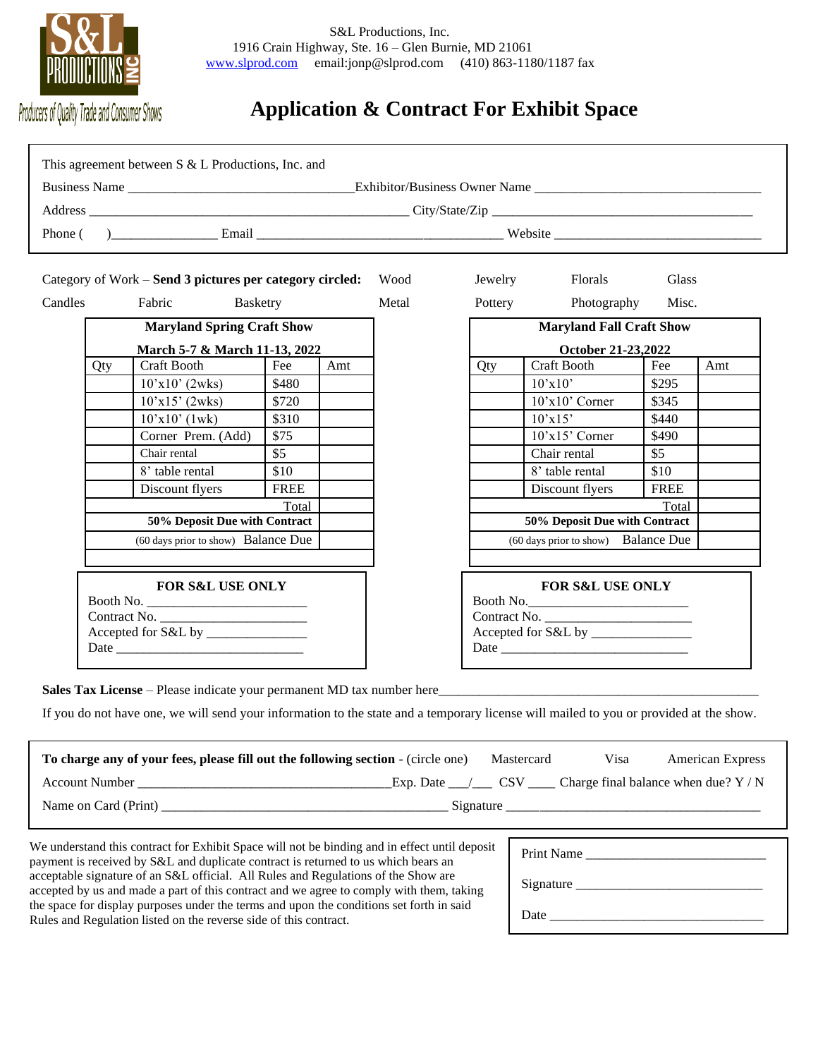S&L PRODUCTIONS INC

Producers of Quality Trade and Consumer Shows

S&L Productions, Inc.
1916 Crain Highway, Ste. 16 – Glen Burnie, MD 21061
www.slprod.com email:jonp@slprod.com (410) 863-1180/1187 fax

# Application & Contract For Exhibit Space

This agreement between S & L Productions, Inc. and

Business Name ________________________________Exhibitor/Business Owner Name ________________________________

Address ______________________________________________ City/State/Zip ____________________________________

Phone ( )_______________ Email ___________________________________ Website _____________________________

Category of Work – **Send 3 pictures per category circled:** Wood Jewelry Florals Glass Candles Fabric Basketry Metal Pottery Photography Misc.

| **Maryland Spring Craft Show March 5-7 & March 11-13, 2022** | | | |
|---|---|---|---|
| Qty | Craft Booth | Fee | Amt |
| | 10'x10' (2wks) | $480 | |
| | 10'x15' (2wks) | $720 | |
| | 10'x10' (1wk) | $310 | |
| | Corner Prem. (Add) | $75 | |
| | Chair rental | $5 | |
| | 8' table rental | $10 | |
| | Discount flyers | FREE | |
| | | Total | |
| | | **50% Deposit Due with Contract** | |
| | | (60 days prior to show) Balance Due | |

| **Maryland Fall Craft Show October 21-23,2022** | | | |
|---|---|---|---|
| Qty | Craft Booth | Fee | Amt |
| | 10'x10' | $295 | |
| | 10'x10' Corner | $345 | |
| | 10'x15' | $440 | |
| | 10'x15' Corner | $490 | |
| | Chair rental | $5 | |
| | 8' table rental | $10 | |
| | Discount flyers | FREE | |
| | | Total | |
| | | **50% Deposit Due with Contract** | |
| | | (60 days prior to show) Balance Due | |

**FOR S&L USE ONLY**
Booth No. ______________________
Contract No. ____________________
Accepted for S&L by ______________
Date ____________________________

**FOR S&L USE ONLY**
Booth No.______________________
Contract No. ____________________
Accepted for S&L by ______________
Date ____________________________

**Sales Tax License** – Please indicate your permanent MD tax number here_____________________________________________

If you do not have one, we will send your information to the state and a temporary license will mailed to you or provided at the show.

**To charge any of your fees, please fill out the following section** - (circle one) Mastercard Visa American Express

Account Number ____________________________________Exp. Date ___/___ CSV ____ Charge final balance when due? Y / N

Name on Card (Print) ________________________________________ Signature ___________________________________

We understand this contract for Exhibit Space will not be binding and in effect until deposit payment is received by S&L and duplicate contract is returned to us which bears an acceptable signature of an S&L official. All Rules and Regulations of the Show are accepted by us and made a part of this contract and we agree to comply with them, taking the space for display purposes under the terms and upon the conditions set forth in said Rules and Regulation listed on the reverse side of this contract.

Print Name __________________________

Signature ___________________________

Date _______________________________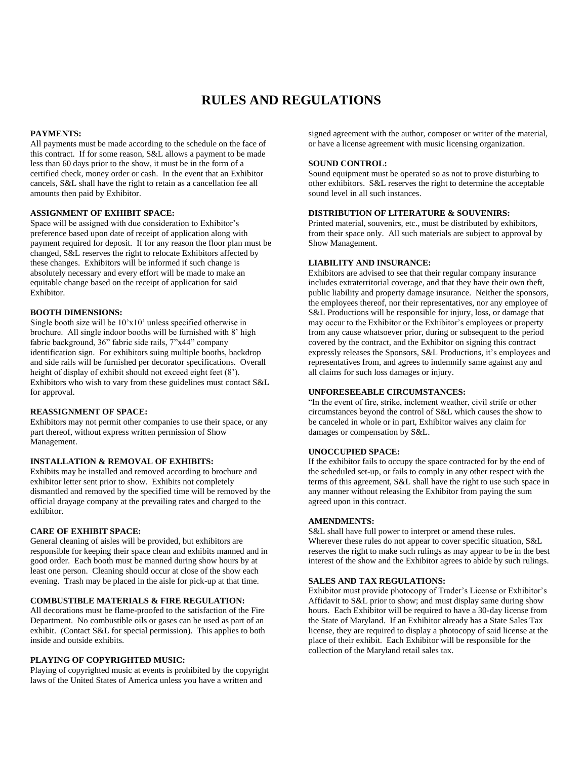# RULES AND REGULATIONS

**PAYMENTS:**
All payments must be made according to the schedule on the face of this contract. If for some reason, S&L allows a payment to be made less than 60 days prior to the show, it must be in the form of a certified check, money order or cash. In the event that an Exhibitor cancels, S&L shall have the right to retain as a cancellation fee all amounts then paid by Exhibitor.

**ASSIGNMENT OF EXHIBIT SPACE:**
Space will be assigned with due consideration to Exhibitor's preference based upon date of receipt of application along with payment required for deposit. If for any reason the floor plan must be changed, S&L reserves the right to relocate Exhibitors affected by these changes. Exhibitors will be informed if such change is absolutely necessary and every effort will be made to make an equitable change based on the receipt of application for said Exhibitor.

**BOOTH DIMENSIONS:**
Single booth size will be 10'x10' unless specified otherwise in brochure. All single indoor booths will be furnished with 8' high fabric background, 36" fabric side rails, 7"x44" company identification sign. For exhibitors suing multiple booths, backdrop and side rails will be furnished per decorator specifications. Overall height of display of exhibit should not exceed eight feet (8'). Exhibitors who wish to vary from these guidelines must contact S&L for approval.

**REASSIGNMENT OF SPACE:**
Exhibitors may not permit other companies to use their space, or any part thereof, without express written permission of Show Management.

**INSTALLATION & REMOVAL OF EXHIBITS:**
Exhibits may be installed and removed according to brochure and exhibitor letter sent prior to show. Exhibits not completely dismantled and removed by the specified time will be removed by the official drayage company at the prevailing rates and charged to the exhibitor.

**CARE OF EXHIBIT SPACE:**
General cleaning of aisles will be provided, but exhibitors are responsible for keeping their space clean and exhibits manned and in good order. Each booth must be manned during show hours by at least one person. Cleaning should occur at close of the show each evening. Trash may be placed in the aisle for pick-up at that time.

**COMBUSTIBLE MATERIALS & FIRE REGULATION:**
All decorations must be flame-proofed to the satisfaction of the Fire Department. No combustible oils or gases can be used as part of an exhibit. (Contact S&L for special permission). This applies to both inside and outside exhibits.

**PLAYING OF COPYRIGHTED MUSIC:**
Playing of copyrighted music at events is prohibited by the copyright laws of the United States of America unless you have a written and signed agreement with the author, composer or writer of the material, or have a license agreement with music licensing organization.

**SOUND CONTROL:**
Sound equipment must be operated so as not to prove disturbing to other exhibitors. S&L reserves the right to determine the acceptable sound level in all such instances.

**DISTRIBUTION OF LITERATURE & SOUVENIRS:**
Printed material, souvenirs, etc., must be distributed by exhibitors, from their space only. All such materials are subject to approval by Show Management.

**LIABILITY AND INSURANCE:**
Exhibitors are advised to see that their regular company insurance includes extraterritorial coverage, and that they have their own theft, public liability and property damage insurance. Neither the sponsors, the employees thereof, nor their representatives, nor any employee of S&L Productions will be responsible for injury, loss, or damage that may occur to the Exhibitor or the Exhibitor's employees or property from any cause whatsoever prior, during or subsequent to the period covered by the contract, and the Exhibitor on signing this contract expressly releases the Sponsors, S&L Productions, it's employees and representatives from, and agrees to indemnify same against any and all claims for such loss damages or injury.

**UNFORESEEABLE CIRCUMSTANCES:**
"In the event of fire, strike, inclement weather, civil strife or other circumstances beyond the control of S&L which causes the show to be canceled in whole or in part, Exhibitor waives any claim for damages or compensation by S&L.

**UNOCCUPIED SPACE:**
If the exhibitor fails to occupy the space contracted for by the end of the scheduled set-up, or fails to comply in any other respect with the terms of this agreement, S&L shall have the right to use such space in any manner without releasing the Exhibitor from paying the sum agreed upon in this contract.

**AMENDMENTS:**
S&L shall have full power to interpret or amend these rules. Wherever these rules do not appear to cover specific situation, S&L reserves the right to make such rulings as may appear to be in the best interest of the show and the Exhibitor agrees to abide by such rulings.

**SALES AND TAX REGULATIONS:**
Exhibitor must provide photocopy of Trader's License or Exhibitor's Affidavit to S&L prior to show; and must display same during show hours. Each Exhibitor will be required to have a 30-day license from the State of Maryland. If an Exhibitor already has a State Sales Tax license, they are required to display a photocopy of said license at the place of their exhibit. Each Exhibitor will be responsible for the collection of the Maryland retail sales tax.